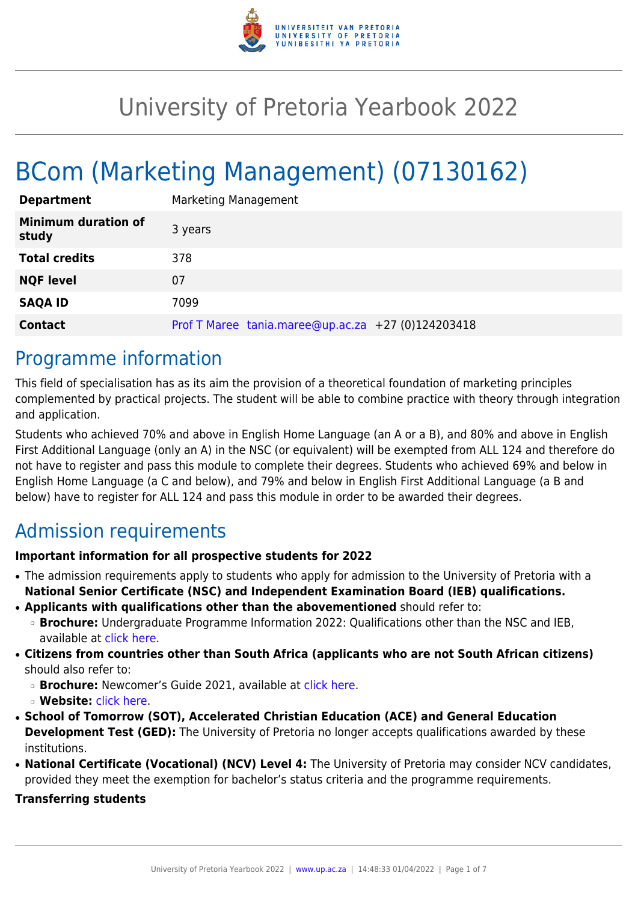# University of Pretoria Yearbook 2022

# BCom (Marketing Management) (07130162)

| | |
|---|---|
| **Department** | Marketing Management |
| **Minimum duration of study** | 3 years |
| **Total credits** | 378 |
| **NQF level** | 07 |
| **SAQA ID** | 7099 |
| **Contact** | Prof T Maree tania.maree@up.ac.za +27 (0)124203418 |

## Programme information

This field of specialisation has as its aim the provision of a theoretical foundation of marketing principles complemented by practical projects. The student will be able to combine practice with theory through integration and application.

Students who achieved 70% and above in English Home Language (an A or a B), and 80% and above in English First Additional Language (only an A) in the NSC (or equivalent) will be exempted from ALL 124 and therefore do not have to register and pass this module to complete their degrees. Students who achieved 69% and below in English Home Language (a C and below), and 79% and below in English First Additional Language (a B and below) have to register for ALL 124 and pass this module in order to be awarded their degrees.

## Admission requirements

**Important information for all prospective students for 2022**

- The admission requirements apply to students who apply for admission to the University of Pretoria with a **National Senior Certificate (NSC) and Independent Examination Board (IEB) qualifications.**
- **Applicants with qualifications other than the abovementioned** should refer to:
  - **Brochure:** Undergraduate Programme Information 2022: Qualifications other than the NSC and IEB, available at click here.
- **Citizens from countries other than South Africa (applicants who are not South African citizens)** should also refer to:
  - **Brochure:** Newcomer's Guide 2021, available at click here.
  - **Website:** click here.
- **School of Tomorrow (SOT), Accelerated Christian Education (ACE) and General Education Development Test (GED):** The University of Pretoria no longer accepts qualifications awarded by these institutions.
- **National Certificate (Vocational) (NCV) Level 4:** The University of Pretoria may consider NCV candidates, provided they meet the exemption for bachelor's status criteria and the programme requirements.

**Transferring students**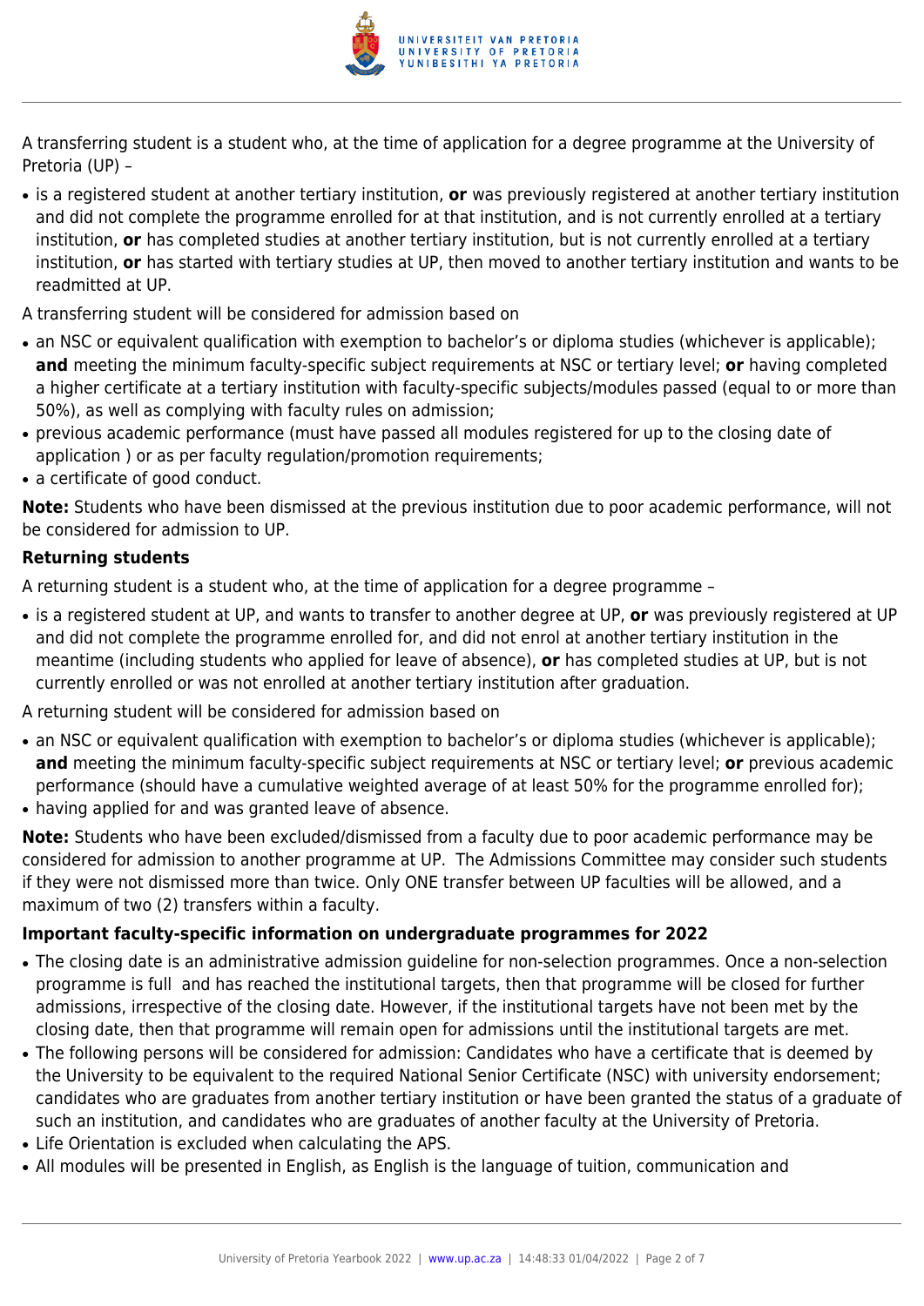A transferring student is a student who, at the time of application for a degree programme at the University of Pretoria (UP) –

- is a registered student at another tertiary institution, **or** was previously registered at another tertiary institution and did not complete the programme enrolled for at that institution, and is not currently enrolled at a tertiary institution, **or** has completed studies at another tertiary institution, but is not currently enrolled at a tertiary institution, **or** has started with tertiary studies at UP, then moved to another tertiary institution and wants to be readmitted at UP.

A transferring student will be considered for admission based on

- an NSC or equivalent qualification with exemption to bachelor's or diploma studies (whichever is applicable); **and** meeting the minimum faculty-specific subject requirements at NSC or tertiary level; **or** having completed a higher certificate at a tertiary institution with faculty-specific subjects/modules passed (equal to or more than 50%), as well as complying with faculty rules on admission;
- previous academic performance (must have passed all modules registered for up to the closing date of application ) or as per faculty regulation/promotion requirements;
- a certificate of good conduct.

**Note:** Students who have been dismissed at the previous institution due to poor academic performance, will not be considered for admission to UP.

### Returning students

A returning student is a student who, at the time of application for a degree programme –

- is a registered student at UP, and wants to transfer to another degree at UP, **or** was previously registered at UP and did not complete the programme enrolled for, and did not enrol at another tertiary institution in the meantime (including students who applied for leave of absence), **or** has completed studies at UP, but is not currently enrolled or was not enrolled at another tertiary institution after graduation.

A returning student will be considered for admission based on

- an NSC or equivalent qualification with exemption to bachelor's or diploma studies (whichever is applicable); **and** meeting the minimum faculty-specific subject requirements at NSC or tertiary level; **or** previous academic performance (should have a cumulative weighted average of at least 50% for the programme enrolled for);
- having applied for and was granted leave of absence.

**Note:** Students who have been excluded/dismissed from a faculty due to poor academic performance may be considered for admission to another programme at UP. The Admissions Committee may consider such students if they were not dismissed more than twice. Only ONE transfer between UP faculties will be allowed, and a maximum of two (2) transfers within a faculty.

### Important faculty-specific information on undergraduate programmes for 2022

- The closing date is an administrative admission guideline for non-selection programmes. Once a non-selection programme is full and has reached the institutional targets, then that programme will be closed for further admissions, irrespective of the closing date. However, if the institutional targets have not been met by the closing date, then that programme will remain open for admissions until the institutional targets are met.
- The following persons will be considered for admission: Candidates who have a certificate that is deemed by the University to be equivalent to the required National Senior Certificate (NSC) with university endorsement; candidates who are graduates from another tertiary institution or have been granted the status of a graduate of such an institution, and candidates who are graduates of another faculty at the University of Pretoria.
- Life Orientation is excluded when calculating the APS.
- All modules will be presented in English, as English is the language of tuition, communication and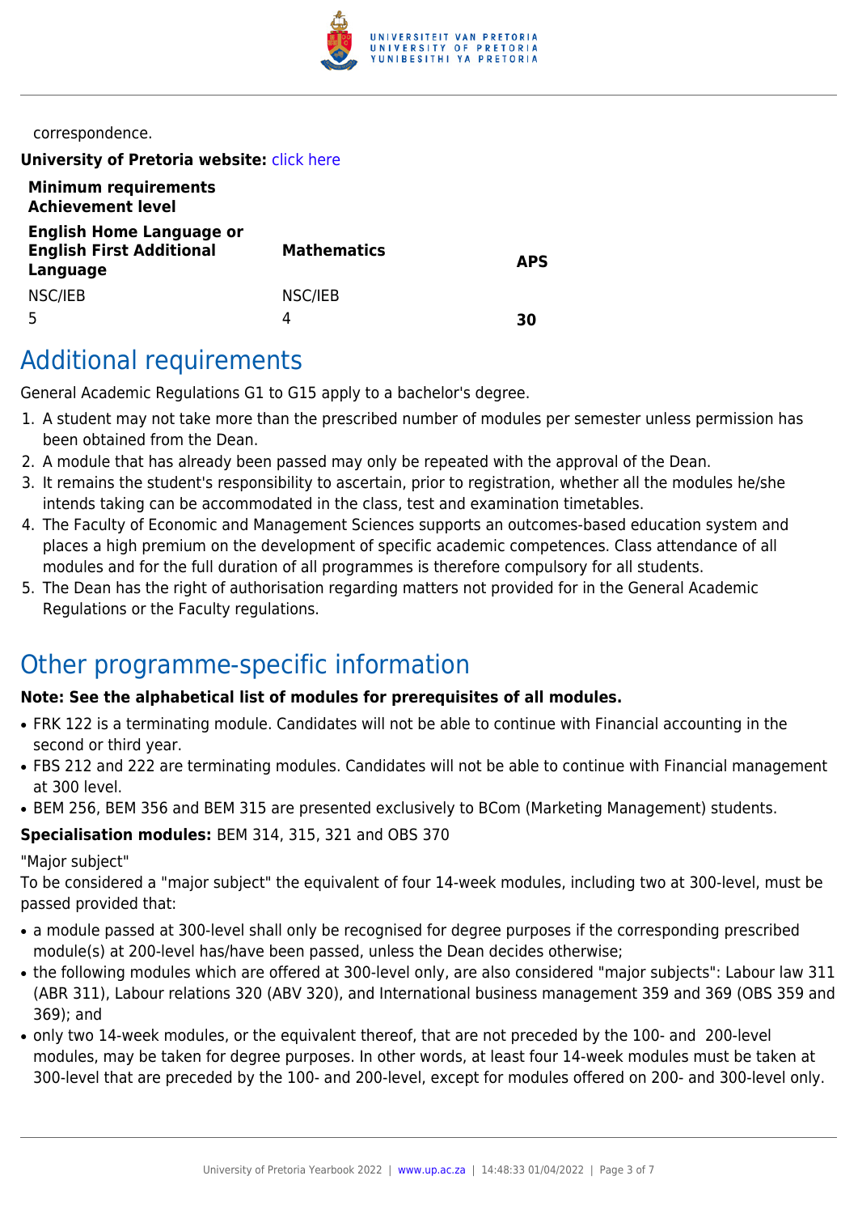correspondence.

**University of Pretoria website:** click here

| **Minimum requirements Achievement level** | | |
|---|---|---|
| **English Home Language or English First Additional Language** | **Mathematics** | **APS** |
| NSC/IEB | NSC/IEB | |
| 5 | 4 | **30** |

## Additional requirements

General Academic Regulations G1 to G15 apply to a bachelor's degree.

1. A student may not take more than the prescribed number of modules per semester unless permission has been obtained from the Dean.
2. A module that has already been passed may only be repeated with the approval of the Dean.
3. It remains the student's responsibility to ascertain, prior to registration, whether all the modules he/she intends taking can be accommodated in the class, test and examination timetables.
4. The Faculty of Economic and Management Sciences supports an outcomes-based education system and places a high premium on the development of specific academic competences. Class attendance of all modules and for the full duration of all programmes is therefore compulsory for all students.
5. The Dean has the right of authorisation regarding matters not provided for in the General Academic Regulations or the Faculty regulations.

## Other programme-specific information

**Note: See the alphabetical list of modules for prerequisites of all modules.**

- FRK 122 is a terminating module. Candidates will not be able to continue with Financial accounting in the second or third year.
- FBS 212 and 222 are terminating modules. Candidates will not be able to continue with Financial management at 300 level.
- BEM 256, BEM 356 and BEM 315 are presented exclusively to BCom (Marketing Management) students.

**Specialisation modules:** BEM 314, 315, 321 and OBS 370

"Major subject"

To be considered a "major subject" the equivalent of four 14-week modules, including two at 300-level, must be passed provided that:

- a module passed at 300-level shall only be recognised for degree purposes if the corresponding prescribed module(s) at 200-level has/have been passed, unless the Dean decides otherwise;
- the following modules which are offered at 300-level only, are also considered "major subjects": Labour law 311 (ABR 311), Labour relations 320 (ABV 320), and International business management 359 and 369 (OBS 359 and 369); and
- only two 14-week modules, or the equivalent thereof, that are not preceded by the 100- and 200-level modules, may be taken for degree purposes. In other words, at least four 14-week modules must be taken at 300-level that are preceded by the 100- and 200-level, except for modules offered on 200- and 300-level only.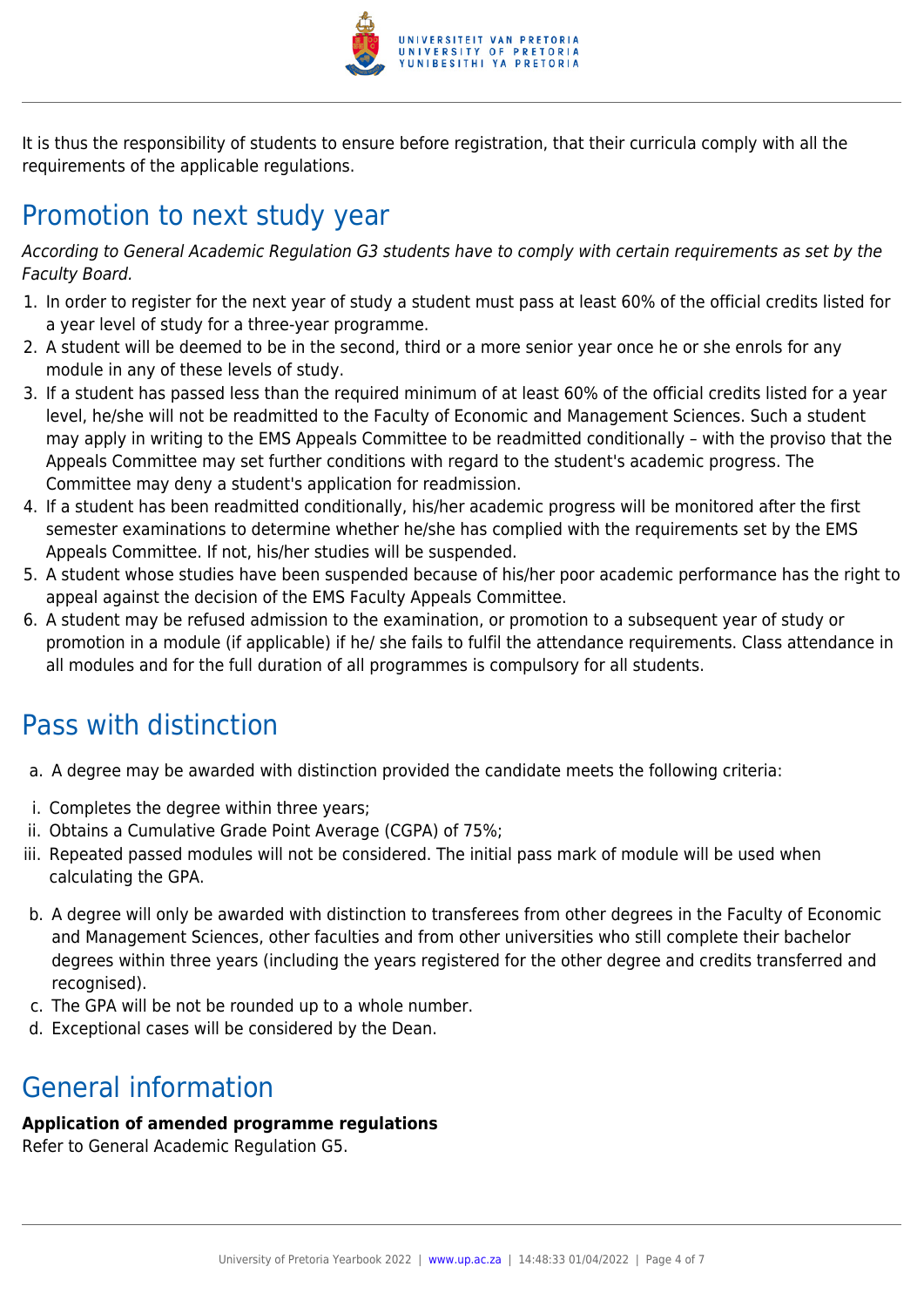It is thus the responsibility of students to ensure before registration, that their curricula comply with all the requirements of the applicable regulations.

## Promotion to next study year

*According to General Academic Regulation G3 students have to comply with certain requirements as set by the Faculty Board.*

1. In order to register for the next year of study a student must pass at least 60% of the official credits listed for a year level of study for a three-year programme.
2. A student will be deemed to be in the second, third or a more senior year once he or she enrols for any module in any of these levels of study.
3. If a student has passed less than the required minimum of at least 60% of the official credits listed for a year level, he/she will not be readmitted to the Faculty of Economic and Management Sciences. Such a student may apply in writing to the EMS Appeals Committee to be readmitted conditionally – with the proviso that the Appeals Committee may set further conditions with regard to the student's academic progress. The Committee may deny a student's application for readmission.
4. If a student has been readmitted conditionally, his/her academic progress will be monitored after the first semester examinations to determine whether he/she has complied with the requirements set by the EMS Appeals Committee. If not, his/her studies will be suspended.
5. A student whose studies have been suspended because of his/her poor academic performance has the right to appeal against the decision of the EMS Faculty Appeals Committee.
6. A student may be refused admission to the examination, or promotion to a subsequent year of study or promotion in a module (if applicable) if he/ she fails to fulfil the attendance requirements. Class attendance in all modules and for the full duration of all programmes is compulsory for all students.

## Pass with distinction

a. A degree may be awarded with distinction provided the candidate meets the following criteria:

i. Completes the degree within three years;
ii. Obtains a Cumulative Grade Point Average (CGPA) of 75%;
iii. Repeated passed modules will not be considered. The initial pass mark of module will be used when calculating the GPA.

b. A degree will only be awarded with distinction to transferees from other degrees in the Faculty of Economic and Management Sciences, other faculties and from other universities who still complete their bachelor degrees within three years (including the years registered for the other degree and credits transferred and recognised).
c. The GPA will be not be rounded up to a whole number.
d. Exceptional cases will be considered by the Dean.

## General information

**Application of amended programme regulations**
Refer to General Academic Regulation G5.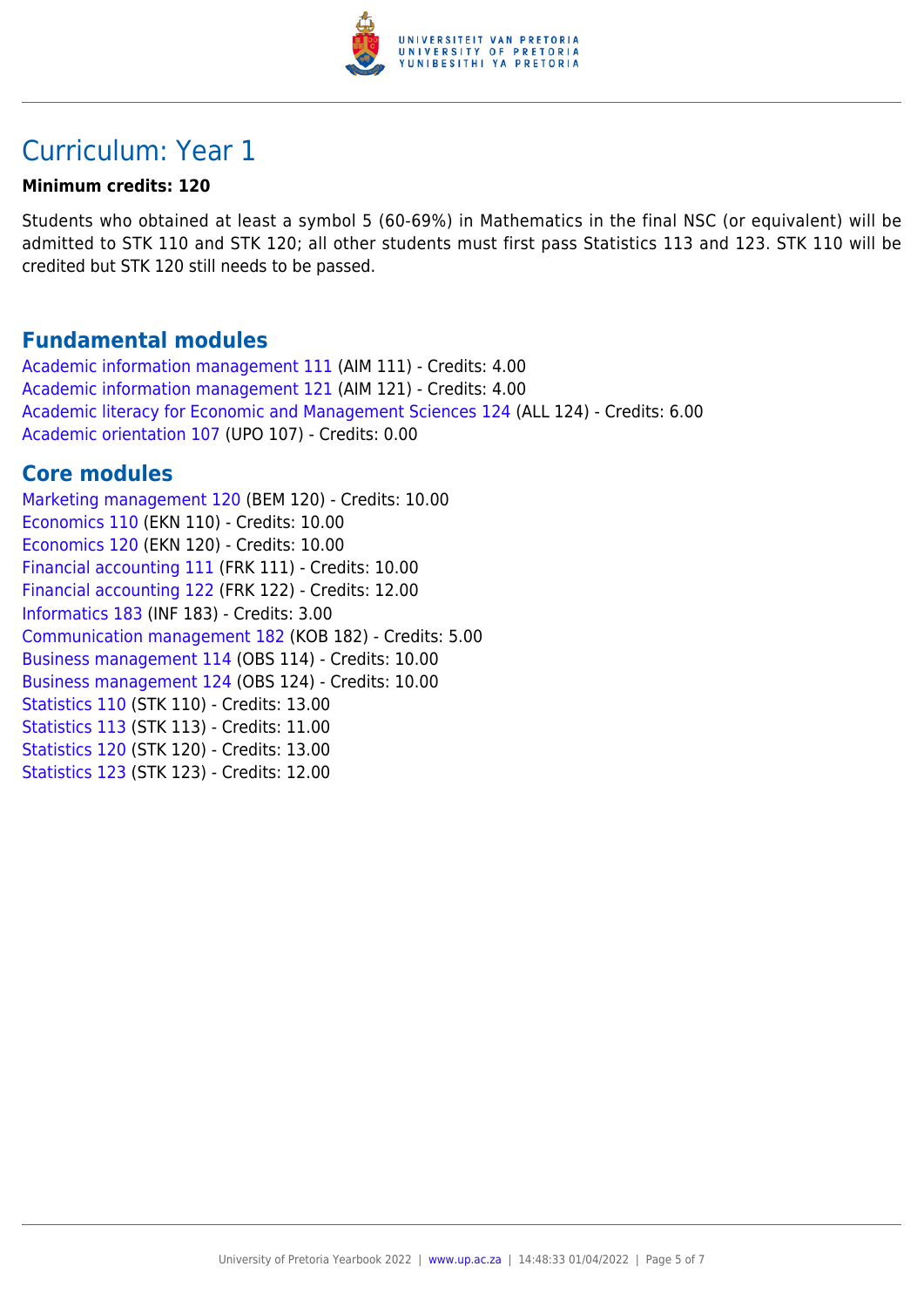# Curriculum: Year 1

**Minimum credits: 120**

Students who obtained at least a symbol 5 (60-69%) in Mathematics in the final NSC (or equivalent) will be admitted to STK 110 and STK 120; all other students must first pass Statistics 113 and 123. STK 110 will be credited but STK 120 still needs to be passed.

## Fundamental modules

Academic information management 111 (AIM 111) - Credits: 4.00
Academic information management 121 (AIM 121) - Credits: 4.00
Academic literacy for Economic and Management Sciences 124 (ALL 124) - Credits: 6.00
Academic orientation 107 (UPO 107) - Credits: 0.00

## Core modules

Marketing management 120 (BEM 120) - Credits: 10.00
Economics 110 (EKN 110) - Credits: 10.00
Economics 120 (EKN 120) - Credits: 10.00
Financial accounting 111 (FRK 111) - Credits: 10.00
Financial accounting 122 (FRK 122) - Credits: 12.00
Informatics 183 (INF 183) - Credits: 3.00
Communication management 182 (KOB 182) - Credits: 5.00
Business management 114 (OBS 114) - Credits: 10.00
Business management 124 (OBS 124) - Credits: 10.00
Statistics 110 (STK 110) - Credits: 13.00
Statistics 113 (STK 113) - Credits: 11.00
Statistics 120 (STK 120) - Credits: 13.00
Statistics 123 (STK 123) - Credits: 12.00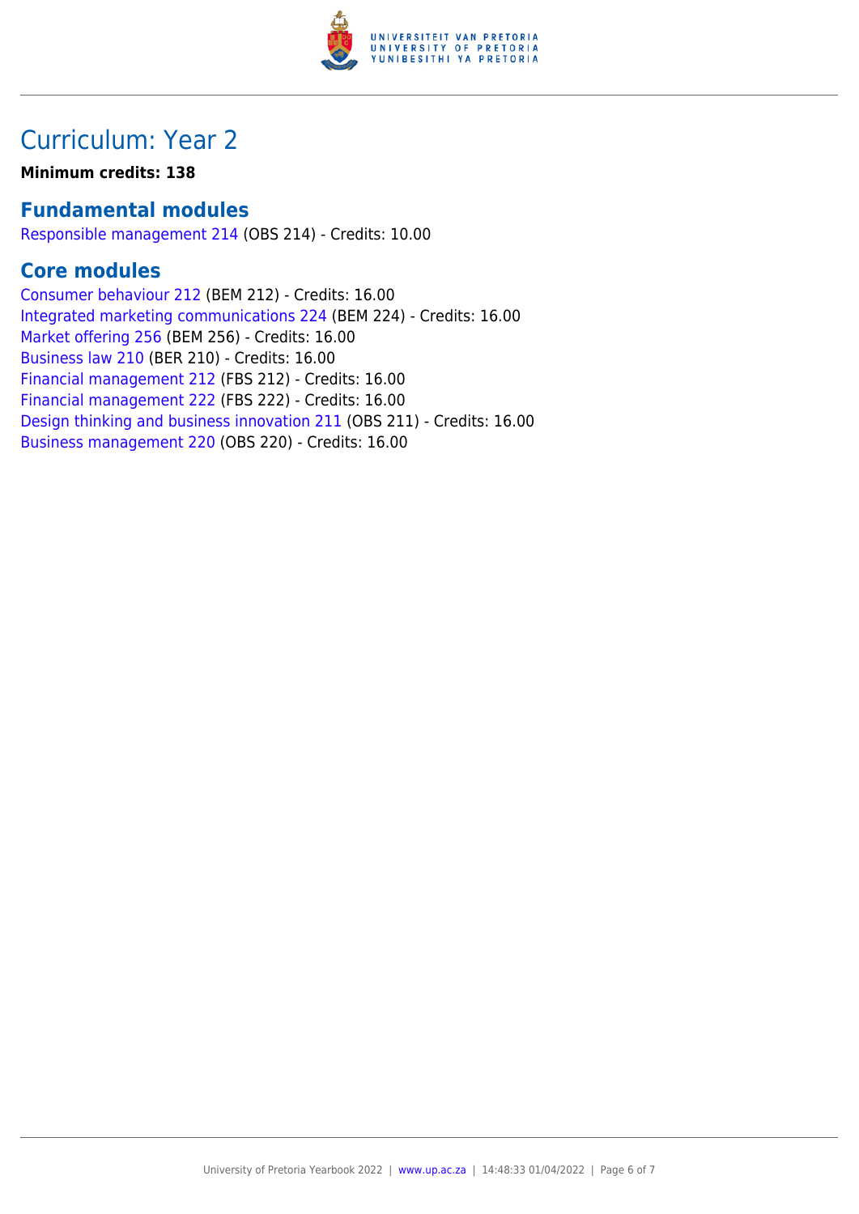# Curriculum: Year 2

**Minimum credits: 138**

## Fundamental modules

Responsible management 214 (OBS 214) - Credits: 10.00

## Core modules

Consumer behaviour 212 (BEM 212) - Credits: 16.00
Integrated marketing communications 224 (BEM 224) - Credits: 16.00
Market offering 256 (BEM 256) - Credits: 16.00
Business law 210 (BER 210) - Credits: 16.00
Financial management 212 (FBS 212) - Credits: 16.00
Financial management 222 (FBS 222) - Credits: 16.00
Design thinking and business innovation 211 (OBS 211) - Credits: 16.00
Business management 220 (OBS 220) - Credits: 16.00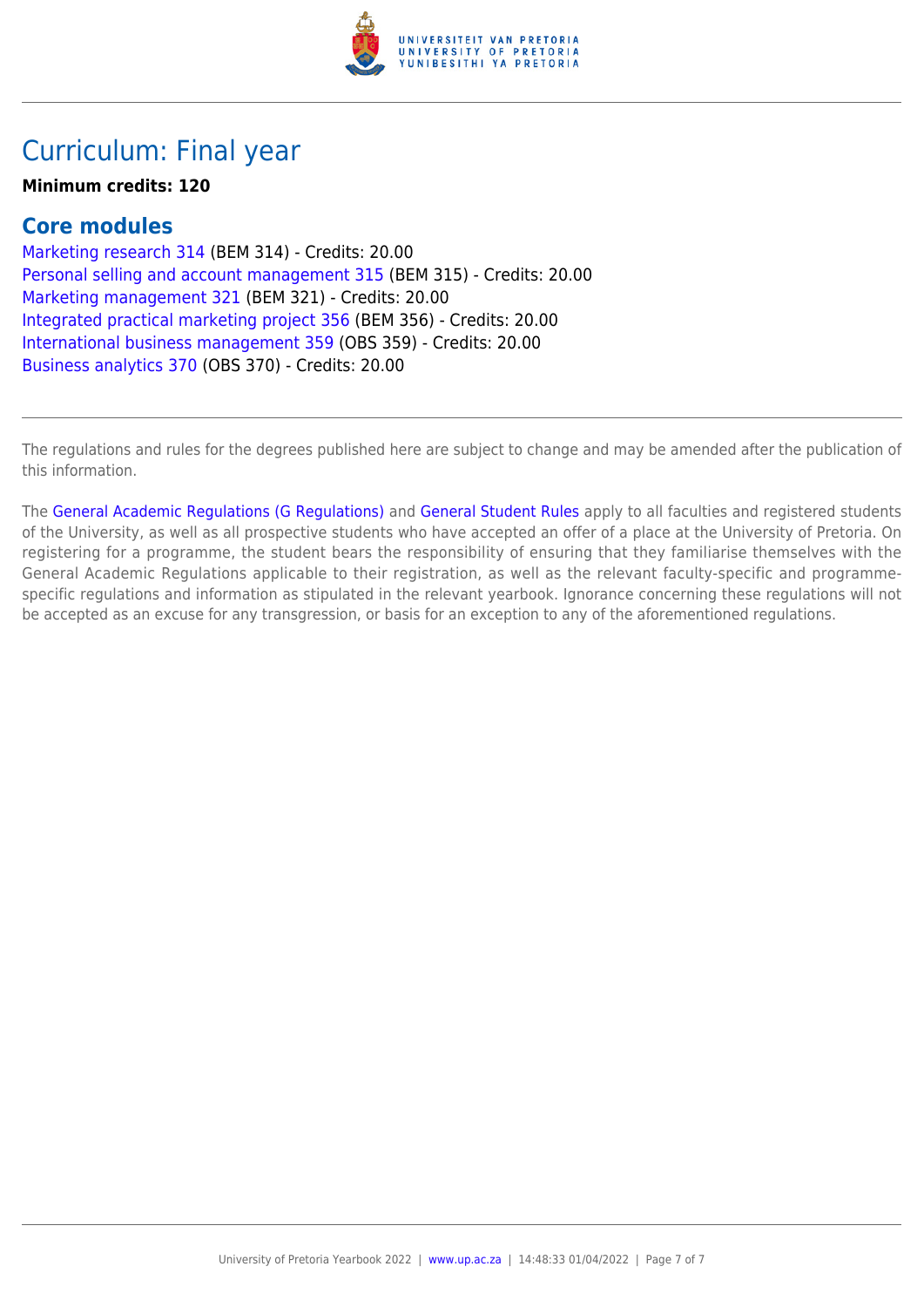# Curriculum: Final year

**Minimum credits: 120**

## Core modules

Marketing research 314 (BEM 314) - Credits: 20.00
Personal selling and account management 315 (BEM 315) - Credits: 20.00
Marketing management 321 (BEM 321) - Credits: 20.00
Integrated practical marketing project 356 (BEM 356) - Credits: 20.00
International business management 359 (OBS 359) - Credits: 20.00
Business analytics 370 (OBS 370) - Credits: 20.00

---

The regulations and rules for the degrees published here are subject to change and may be amended after the publication of this information.

The General Academic Regulations (G Regulations) and General Student Rules apply to all faculties and registered students of the University, as well as all prospective students who have accepted an offer of a place at the University of Pretoria. On registering for a programme, the student bears the responsibility of ensuring that they familiarise themselves with the General Academic Regulations applicable to their registration, as well as the relevant faculty-specific and programme-specific regulations and information as stipulated in the relevant yearbook. Ignorance concerning these regulations will not be accepted as an excuse for any transgression, or basis for an exception to any of the aforementioned regulations.